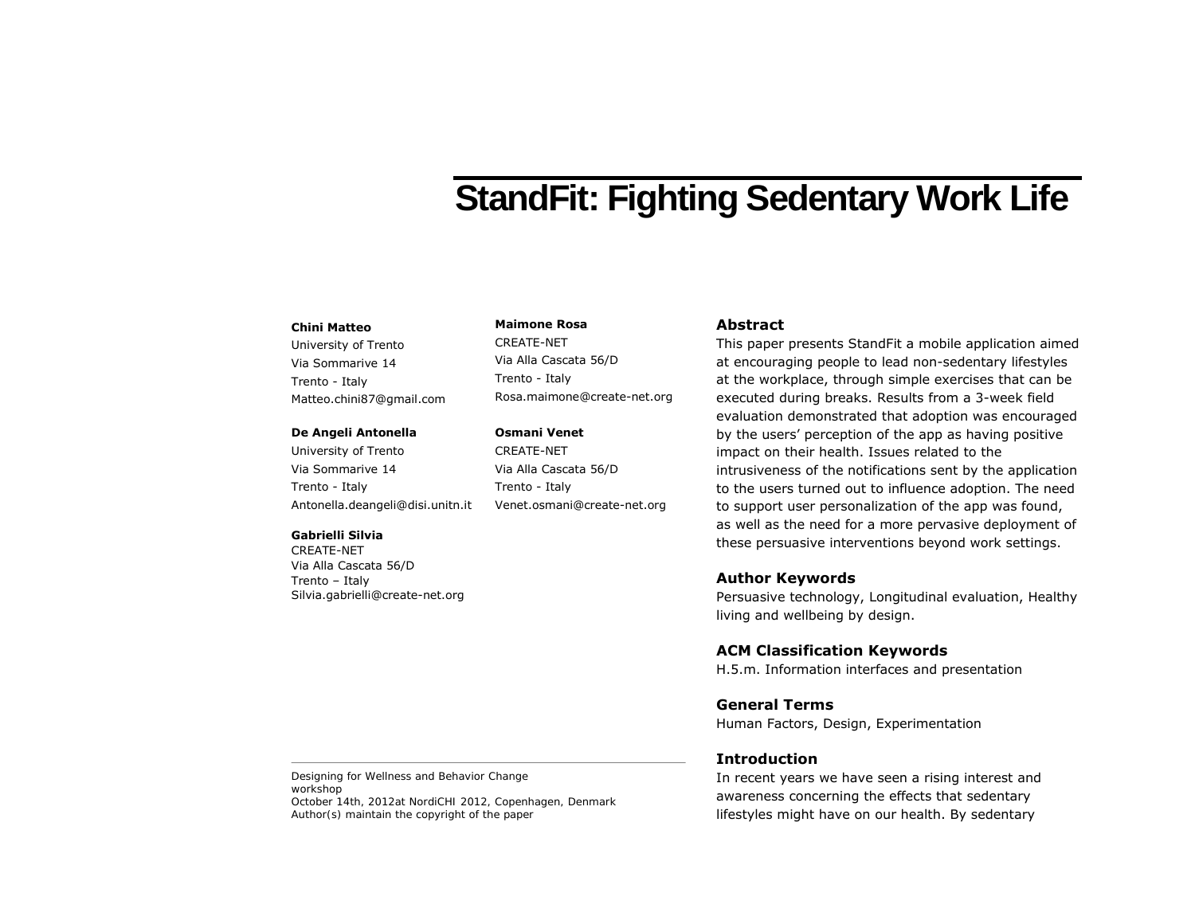# StandFit: Fighting Sedentary Work Life

**Chini Matteo**
University of Trento
Via Sommarive 14
Trento - Italy
Matteo.chini87@gmail.com

**De Angeli Antonella**
University of Trento
Via Sommarive 14
Trento - Italy
Antonella.deangeli@disi.unitn.it

**Gabrielli Silvia**
CREATE-NET
Via Alla Cascata 56/D
Trento – Italy
Silvia.gabrielli@create-net.org

**Maimone Rosa**
CREATE-NET
Via Alla Cascata 56/D
Trento - Italy
Rosa.maimone@create-net.org

**Osmani Venet**
CREATE-NET
Via Alla Cascata 56/D
Trento - Italy
Venet.osmani@create-net.org

Designing for Wellness and Behavior Change workshop
October 14th, 2012at NordiCHI 2012, Copenhagen, Denmark
Author(s) maintain the copyright of the paper

## Abstract

This paper presents StandFit a mobile application aimed at encouraging people to lead non-sedentary lifestyles at the workplace, through simple exercises that can be executed during breaks. Results from a 3-week field evaluation demonstrated that adoption was encouraged by the users' perception of the app as having positive impact on their health. Issues related to the intrusiveness of the notifications sent by the application to the users turned out to influence adoption. The need to support user personalization of the app was found, as well as the need for a more pervasive deployment of these persuasive interventions beyond work settings.

## Author Keywords

Persuasive technology, Longitudinal evaluation, Healthy living and wellbeing by design.

## ACM Classification Keywords

H.5.m. Information interfaces and presentation

## General Terms

Human Factors, Design, Experimentation

## Introduction

In recent years we have seen a rising interest and awareness concerning the effects that sedentary lifestyles might have on our health. By sedentary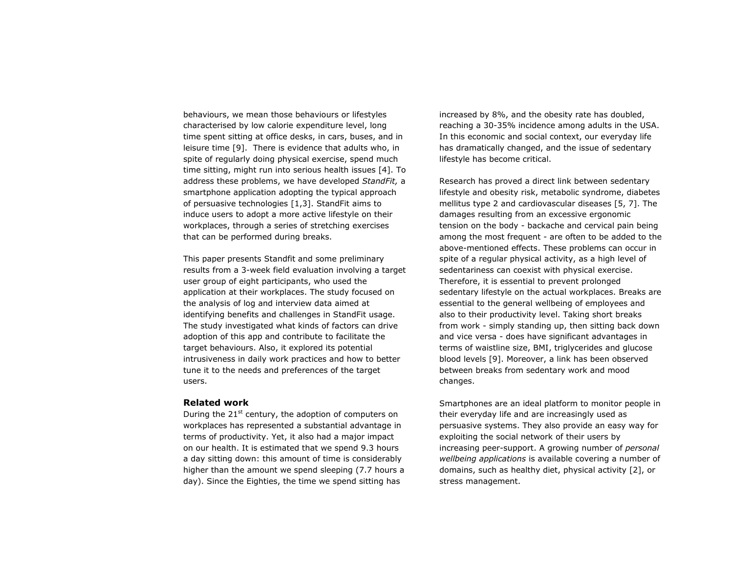behaviours, we mean those behaviours or lifestyles characterised by low calorie expenditure level, long time spent sitting at office desks, in cars, buses, and in leisure time [9]. There is evidence that adults who, in spite of regularly doing physical exercise, spend much time sitting, might run into serious health issues [4]. To address these problems, we have developed *StandFit,* a smartphone application adopting the typical approach of persuasive technologies [1,3]. StandFit aims to induce users to adopt a more active lifestyle on their workplaces, through a series of stretching exercises that can be performed during breaks.

This paper presents Standfit and some preliminary results from a 3-week field evaluation involving a target user group of eight participants, who used the application at their workplaces. The study focused on the analysis of log and interview data aimed at identifying benefits and challenges in StandFit usage. The study investigated what kinds of factors can drive adoption of this app and contribute to facilitate the target behaviours. Also, it explored its potential intrusiveness in daily work practices and how to better tune it to the needs and preferences of the target users.

## Related work

During the 21st century, the adoption of computers on workplaces has represented a substantial advantage in terms of productivity. Yet, it also had a major impact on our health. It is estimated that we spend 9.3 hours a day sitting down: this amount of time is considerably higher than the amount we spend sleeping (7.7 hours a day). Since the Eighties, the time we spend sitting has increased by 8%, and the obesity rate has doubled, reaching a 30-35% incidence among adults in the USA. In this economic and social context, our everyday life has dramatically changed, and the issue of sedentary lifestyle has become critical.

Research has proved a direct link between sedentary lifestyle and obesity risk, metabolic syndrome, diabetes mellitus type 2 and cardiovascular diseases [5, 7]. The damages resulting from an excessive ergonomic tension on the body - backache and cervical pain being among the most frequent - are often to be added to the above-mentioned effects. These problems can occur in spite of a regular physical activity, as a high level of sedentariness can coexist with physical exercise. Therefore, it is essential to prevent prolonged sedentary lifestyle on the actual workplaces. Breaks are essential to the general wellbeing of employees and also to their productivity level. Taking short breaks from work - simply standing up, then sitting back down and vice versa - does have significant advantages in terms of waistline size, BMI, triglycerides and glucose blood levels [9]. Moreover, a link has been observed between breaks from sedentary work and mood changes.

Smartphones are an ideal platform to monitor people in their everyday life and are increasingly used as persuasive systems. They also provide an easy way for exploiting the social network of their users by increasing peer-support. A growing number of *personal wellbeing applications* is available covering a number of domains, such as healthy diet, physical activity [2], or stress management.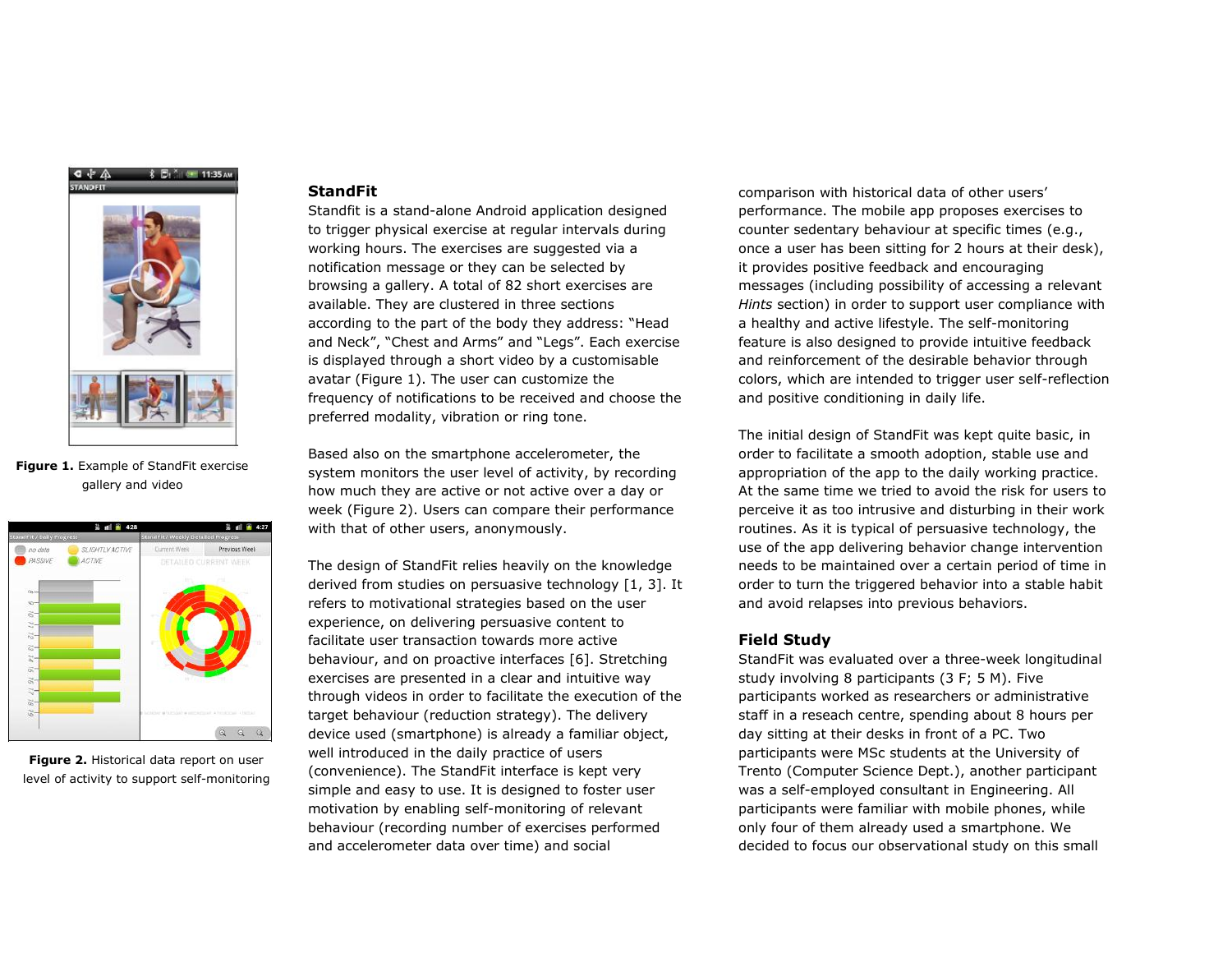Figure 1. Example of StandFit exercise gallery and video

Figure 2. Historical data report on user level of activity to support self-monitoring

## StandFit

Standfit is a stand-alone Android application designed to trigger physical exercise at regular intervals during working hours. The exercises are suggested via a notification message or they can be selected by browsing a gallery. A total of 82 short exercises are available. They are clustered in three sections according to the part of the body they address: “Head and Neck”, “Chest and Arms” and “Legs”. Each exercise is displayed through a short video by a customisable avatar (Figure 1). The user can customize the frequency of notifications to be received and choose the preferred modality, vibration or ring tone.

Based also on the smartphone accelerometer, the system monitors the user level of activity, by recording how much they are active or not active over a day or week (Figure 2). Users can compare their performance with that of other users, anonymously.

The design of StandFit relies heavily on the knowledge derived from studies on persuasive technology [1, 3]. It refers to motivational strategies based on the user experience, on delivering persuasive content to facilitate user transaction towards more active behaviour, and on proactive interfaces [6]. Stretching exercises are presented in a clear and intuitive way through videos in order to facilitate the execution of the target behaviour (reduction strategy). The delivery device used (smartphone) is already a familiar object, well introduced in the daily practice of users (convenience). The StandFit interface is kept very simple and easy to use. It is designed to foster user motivation by enabling self-monitoring of relevant behaviour (recording number of exercises performed and accelerometer data over time) and social comparison with historical data of other users’ performance. The mobile app proposes exercises to counter sedentary behaviour at specific times (e.g., once a user has been sitting for 2 hours at their desk), it provides positive feedback and encouraging messages (including possibility of accessing a relevant *Hints* section) in order to support user compliance with a healthy and active lifestyle. The self-monitoring feature is also designed to provide intuitive feedback and reinforcement of the desirable behavior through colors, which are intended to trigger user self-reflection and positive conditioning in daily life.

The initial design of StandFit was kept quite basic, in order to facilitate a smooth adoption, stable use and appropriation of the app to the daily working practice. At the same time we tried to avoid the risk for users to perceive it as too intrusive and disturbing in their work routines. As it is typical of persuasive technology, the use of the app delivering behavior change intervention needs to be maintained over a certain period of time in order to turn the triggered behavior into a stable habit and avoid relapses into previous behaviors.

## Field Study

StandFit was evaluated over a three-week longitudinal study involving 8 participants (3 F; 5 M). Five participants worked as researchers or administrative staff in a reseach centre, spending about 8 hours per day sitting at their desks in front of a PC. Two participants were MSc students at the University of Trento (Computer Science Dept.), another participant was a self-employed consultant in Engineering. All participants were familiar with mobile phones, while only four of them already used a smartphone. We decided to focus our observational study on this small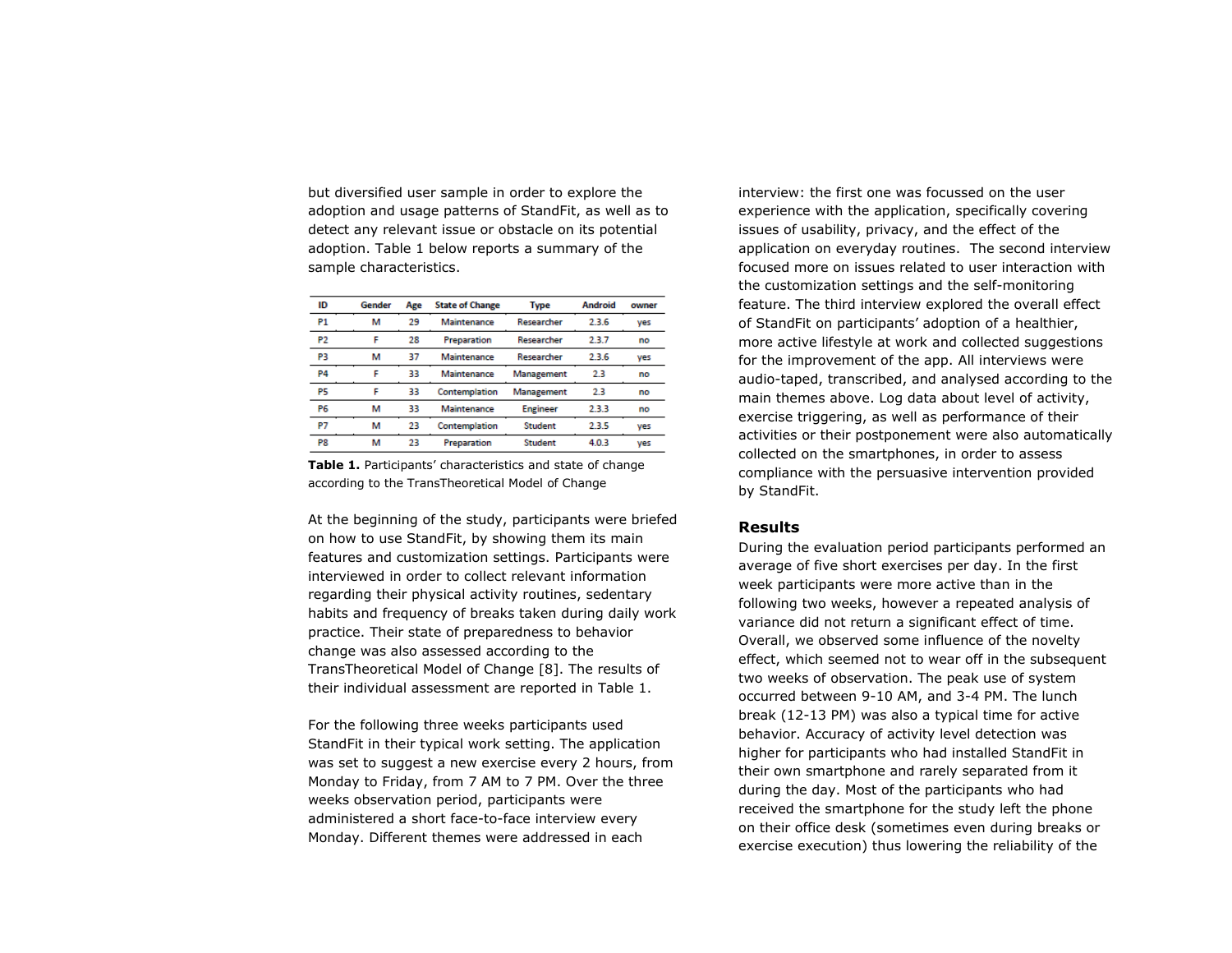but diversified user sample in order to explore the adoption and usage patterns of StandFit, as well as to detect any relevant issue or obstacle on its potential adoption. Table 1 below reports a summary of the sample characteristics.

| ID | Gender | Age | State of Change | Type | Android | owner |
|---|---|---|---|---|---|---|
| P1 | M | 29 | Maintenance | Researcher | 2.3.6 | yes |
| P2 | F | 28 | Preparation | Researcher | 2.3.7 | no |
| P3 | M | 37 | Maintenance | Researcher | 2.3.6 | yes |
| P4 | F | 33 | Maintenance | Management | 2.3 | no |
| P5 | F | 33 | Contemplation | Management | 2.3 | no |
| P6 | M | 33 | Maintenance | Engineer | 2.3.3 | no |
| P7 | M | 23 | Contemplation | Student | 2.3.5 | yes |
| P8 | M | 23 | Preparation | Student | 4.0.3 | yes |

**Table 1.** Participants' characteristics and state of change according to the TransTheoretical Model of Change

At the beginning of the study, participants were briefed on how to use StandFit, by showing them its main features and customization settings. Participants were interviewed in order to collect relevant information regarding their physical activity routines, sedentary habits and frequency of breaks taken during daily work practice. Their state of preparedness to behavior change was also assessed according to the TransTheoretical Model of Change [8]. The results of their individual assessment are reported in Table 1.

For the following three weeks participants used StandFit in their typical work setting. The application was set to suggest a new exercise every 2 hours, from Monday to Friday, from 7 AM to 7 PM. Over the three weeks observation period, participants were administered a short face-to-face interview every Monday. Different themes were addressed in each interview: the first one was focussed on the user experience with the application, specifically covering issues of usability, privacy, and the effect of the application on everyday routines. The second interview focused more on issues related to user interaction with the customization settings and the self-monitoring feature. The third interview explored the overall effect of StandFit on participants' adoption of a healthier, more active lifestyle at work and collected suggestions for the improvement of the app. All interviews were audio-taped, transcribed, and analysed according to the main themes above. Log data about level of activity, exercise triggering, as well as performance of their activities or their postponement were also automatically collected on the smartphones, in order to assess compliance with the persuasive intervention provided by StandFit.

## Results

During the evaluation period participants performed an average of five short exercises per day. In the first week participants were more active than in the following two weeks, however a repeated analysis of variance did not return a significant effect of time. Overall, we observed some influence of the novelty effect, which seemed not to wear off in the subsequent two weeks of observation. The peak use of system occurred between 9-10 AM, and 3-4 PM. The lunch break (12-13 PM) was also a typical time for active behavior. Accuracy of activity level detection was higher for participants who had installed StandFit in their own smartphone and rarely separated from it during the day. Most of the participants who had received the smartphone for the study left the phone on their office desk (sometimes even during breaks or exercise execution) thus lowering the reliability of the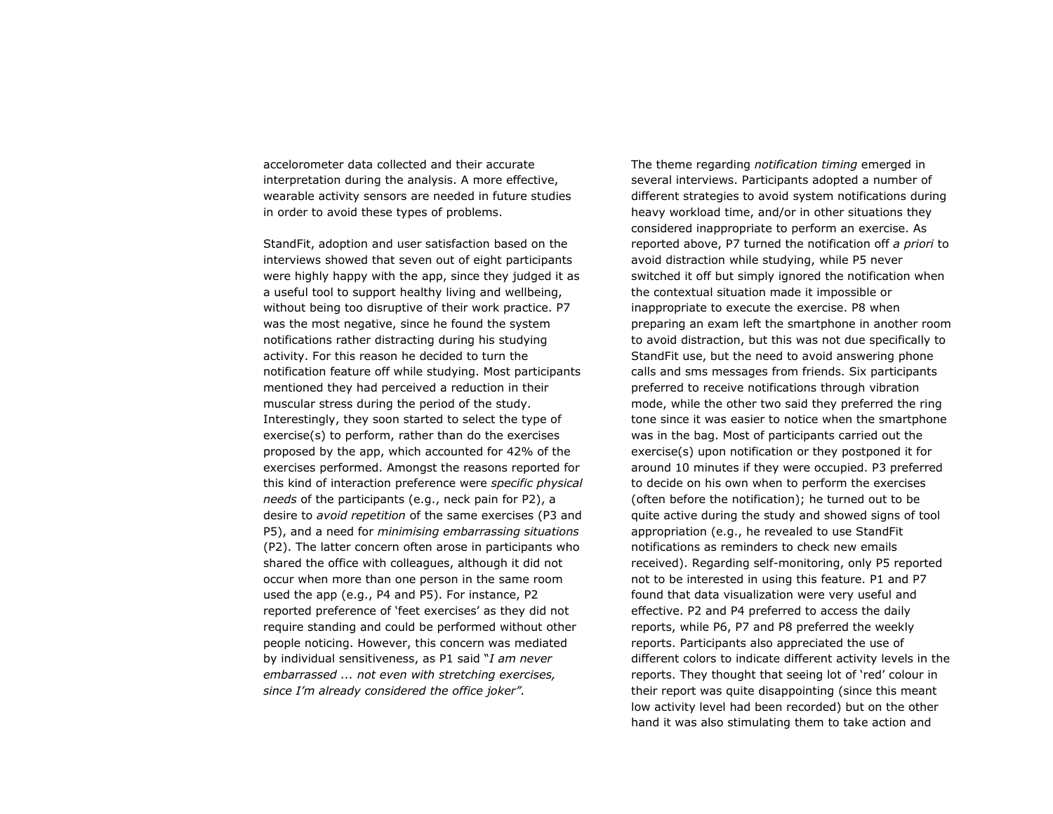accelorometer data collected and their accurate interpretation during the analysis. A more effective, wearable activity sensors are needed in future studies in order to avoid these types of problems.

StandFit, adoption and user satisfaction based on the interviews showed that seven out of eight participants were highly happy with the app, since they judged it as a useful tool to support healthy living and wellbeing, without being too disruptive of their work practice. P7 was the most negative, since he found the system notifications rather distracting during his studying activity. For this reason he decided to turn the notification feature off while studying. Most participants mentioned they had perceived a reduction in their muscular stress during the period of the study. Interestingly, they soon started to select the type of exercise(s) to perform, rather than do the exercises proposed by the app, which accounted for 42% of the exercises performed. Amongst the reasons reported for this kind of interaction preference were *specific physical needs* of the participants (e.g., neck pain for P2), a desire to *avoid repetition* of the same exercises (P3 and P5), and a need for *minimising embarrassing situations* (P2). The latter concern often arose in participants who shared the office with colleagues, although it did not occur when more than one person in the same room used the app (e.g., P4 and P5). For instance, P2 reported preference of 'feet exercises' as they did not require standing and could be performed without other people noticing. However, this concern was mediated by individual sensitiveness, as P1 said "*I am never embarrassed ... not even with stretching exercises, since I'm already considered the office joker*".

The theme regarding *notification timing* emerged in several interviews. Participants adopted a number of different strategies to avoid system notifications during heavy workload time, and/or in other situations they considered inappropriate to perform an exercise. As reported above, P7 turned the notification off *a priori* to avoid distraction while studying, while P5 never switched it off but simply ignored the notification when the contextual situation made it impossible or inappropriate to execute the exercise. P8 when preparing an exam left the smartphone in another room to avoid distraction, but this was not due specifically to StandFit use, but the need to avoid answering phone calls and sms messages from friends. Six participants preferred to receive notifications through vibration mode, while the other two said they preferred the ring tone since it was easier to notice when the smartphone was in the bag. Most of participants carried out the exercise(s) upon notification or they postponed it for around 10 minutes if they were occupied. P3 preferred to decide on his own when to perform the exercises (often before the notification); he turned out to be quite active during the study and showed signs of tool appropriation (e.g., he revealed to use StandFit notifications as reminders to check new emails received). Regarding self-monitoring, only P5 reported not to be interested in using this feature. P1 and P7 found that data visualization were very useful and effective. P2 and P4 preferred to access the daily reports, while P6, P7 and P8 preferred the weekly reports. Participants also appreciated the use of different colors to indicate different activity levels in the reports. They thought that seeing lot of 'red' colour in their report was quite disappointing (since this meant low activity level had been recorded) but on the other hand it was also stimulating them to take action and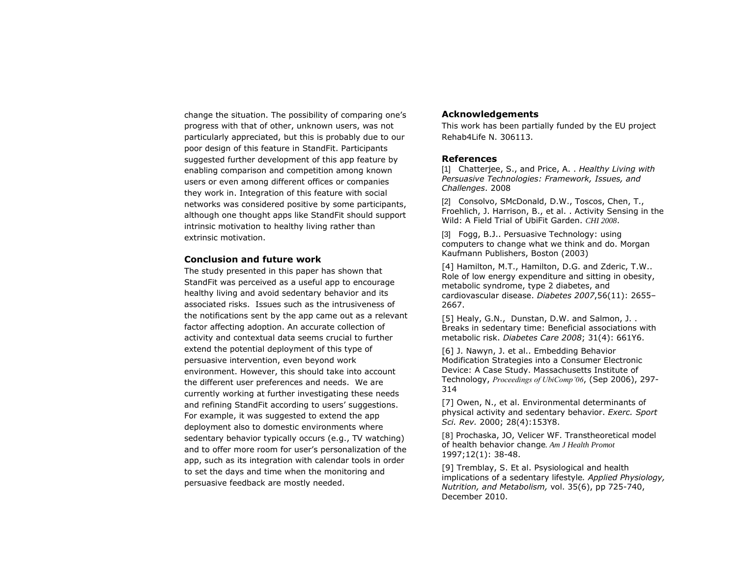change the situation. The possibility of comparing one's progress with that of other, unknown users, was not particularly appreciated, but this is probably due to our poor design of this feature in StandFit. Participants suggested further development of this app feature by enabling comparison and competition among known users or even among different offices or companies they work in. Integration of this feature with social networks was considered positive by some participants, although one thought apps like StandFit should support intrinsic motivation to healthy living rather than extrinsic motivation.

## Conclusion and future work

The study presented in this paper has shown that StandFit was perceived as a useful app to encourage healthy living and avoid sedentary behavior and its associated risks. Issues such as the intrusiveness of the notifications sent by the app came out as a relevant factor affecting adoption. An accurate collection of activity and contextual data seems crucial to further extend the potential deployment of this type of persuasive intervention, even beyond work environment. However, this should take into account the different user preferences and needs. We are currently working at further investigating these needs and refining StandFit according to users' suggestions. For example, it was suggested to extend the app deployment also to domestic environments where sedentary behavior typically occurs (e.g., TV watching) and to offer more room for user's personalization of the app, such as its integration with calendar tools in order to set the days and time when the monitoring and persuasive feedback are mostly needed.

## Acknowledgements

This work has been partially funded by the EU project Rehab4Life N. 306113.

## References

[1] Chatterjee, S., and Price, A. . *Healthy Living with Persuasive Technologies: Framework, Issues, and Challenges*. 2008

[2] Consolvo, SMcDonald, D.W., Toscos, Chen, T., Froehlich, J. Harrison, B., et al. . Activity Sensing in the Wild: A Field Trial of UbiFit Garden. *CHI 2008*.

[3] Fogg, B.J.. Persuasive Technology: using computers to change what we think and do. Morgan Kaufmann Publishers, Boston (2003)

[4] Hamilton, M.T., Hamilton, D.G. and Zderic, T.W.. Role of low energy expenditure and sitting in obesity, metabolic syndrome, type 2 diabetes, and cardiovascular disease. *Diabetes 2007*,56(11): 2655–2667.

[5] Healy, G.N., Dunstan, D.W. and Salmon, J. . Breaks in sedentary time: Beneficial associations with metabolic risk. *Diabetes Care 2008*; 31(4): 661Y6.

[6] J. Nawyn, J. et al.. Embedding Behavior Modification Strategies into a Consumer Electronic Device: A Case Study. Massachusetts Institute of Technology, *Proceedings of UbiComp'06*, (Sep 2006), 297-314

[7] Owen, N., et al. Environmental determinants of physical activity and sedentary behavior. *Exerc. Sport Sci. Rev.* 2000; 28(4):153Y8.

[8] Prochaska, JO, Velicer WF. Transtheoretical model of health behavior change. *Am J Health Promot* 1997;12(1): 38-48.

[9] Tremblay, S. Et al. Psysiological and health implications of a sedentary lifestyle. *Applied Physiology, Nutrition, and Metabolism,* vol. 35(6), pp 725-740, December 2010.